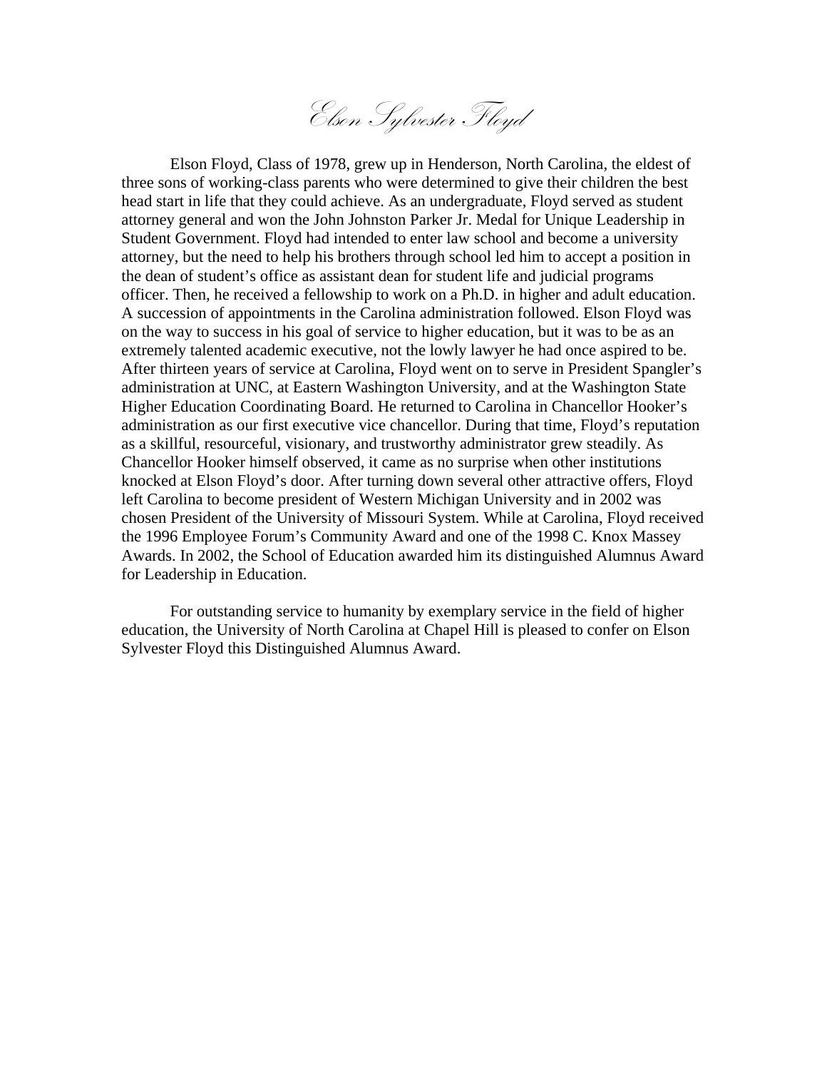# *Elson Sylvester Floyd*

Elson Floyd, Class of 1978, grew up in Henderson, North Carolina, the eldest of three sons of working-class parents who were determined to give their children the best head start in life that they could achieve. As an undergraduate, Floyd served as student attorney general and won the John Johnston Parker Jr. Medal for Unique Leadership in Student Government. Floyd had intended to enter law school and become a university attorney, but the need to help his brothers through school led him to accept a position in the dean of student's office as assistant dean for student life and judicial programs officer. Then, he received a fellowship to work on a Ph.D. in higher and adult education. A succession of appointments in the Carolina administration followed. Elson Floyd was on the way to success in his goal of service to higher education, but it was to be as an extremely talented academic executive, not the lowly lawyer he had once aspired to be. After thirteen years of service at Carolina, Floyd went on to serve in President Spangler's administration at UNC, at Eastern Washington University, and at the Washington State Higher Education Coordinating Board. He returned to Carolina in Chancellor Hooker's administration as our first executive vice chancellor. During that time, Floyd's reputation as a skillful, resourceful, visionary, and trustworthy administrator grew steadily. As Chancellor Hooker himself observed, it came as no surprise when other institutions knocked at Elson Floyd's door. After turning down several other attractive offers, Floyd left Carolina to become president of Western Michigan University and in 2002 was chosen President of the University of Missouri System. While at Carolina, Floyd received the 1996 Employee Forum's Community Award and one of the 1998 C. Knox Massey Awards. In 2002, the School of Education awarded him its distinguished Alumnus Award for Leadership in Education.

For outstanding service to humanity by exemplary service in the field of higher education, the University of North Carolina at Chapel Hill is pleased to confer on Elson Sylvester Floyd this Distinguished Alumnus Award.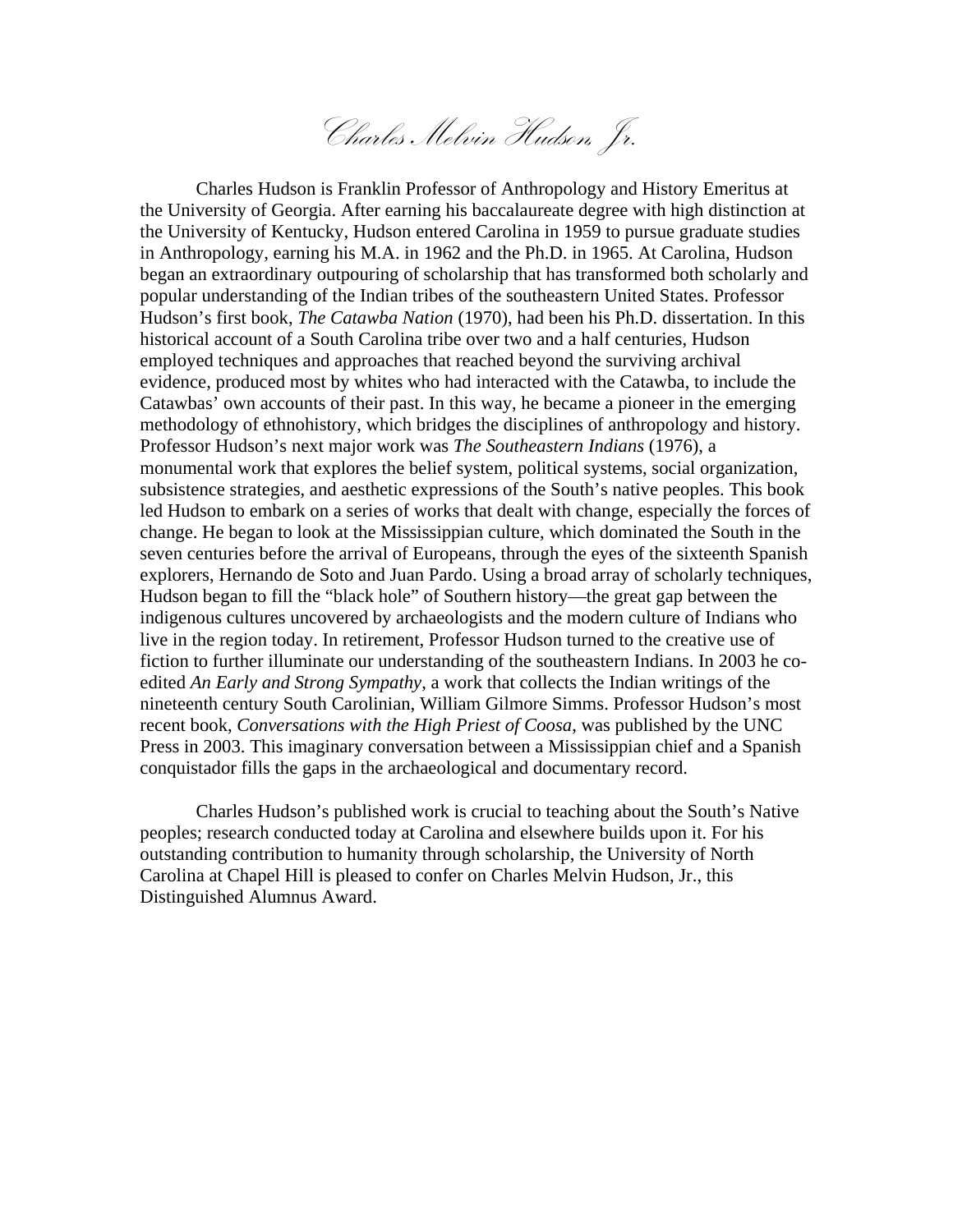# *Charles Melvin Hudson, Jr.*

Charles Hudson is Franklin Professor of Anthropology and History Emeritus at the University of Georgia. After earning his baccalaureate degree with high distinction at the University of Kentucky, Hudson entered Carolina in 1959 to pursue graduate studies in Anthropology, earning his M.A. in 1962 and the Ph.D. in 1965. At Carolina, Hudson began an extraordinary outpouring of scholarship that has transformed both scholarly and popular understanding of the Indian tribes of the southeastern United States. Professor Hudson's first book, *The Catawba Nation* (1970), had been his Ph.D. dissertation. In this historical account of a South Carolina tribe over two and a half centuries, Hudson employed techniques and approaches that reached beyond the surviving archival evidence, produced most by whites who had interacted with the Catawba, to include the Catawbas' own accounts of their past. In this way, he became a pioneer in the emerging methodology of ethnohistory, which bridges the disciplines of anthropology and history. Professor Hudson's next major work was *The Southeastern Indians* (1976), a monumental work that explores the belief system, political systems, social organization, subsistence strategies, and aesthetic expressions of the South's native peoples. This book led Hudson to embark on a series of works that dealt with change, especially the forces of change. He began to look at the Mississippian culture, which dominated the South in the seven centuries before the arrival of Europeans, through the eyes of the sixteenth Spanish explorers, Hernando de Soto and Juan Pardo. Using a broad array of scholarly techniques, Hudson began to fill the "black hole" of Southern history—the great gap between the indigenous cultures uncovered by archaeologists and the modern culture of Indians who live in the region today. In retirement, Professor Hudson turned to the creative use of fiction to further illuminate our understanding of the southeastern Indians. In 2003 he co-edited *An Early and Strong Sympathy*, a work that collects the Indian writings of the nineteenth century South Carolinian, William Gilmore Simms. Professor Hudson's most recent book, *Conversations with the High Priest of Coosa*, was published by the UNC Press in 2003. This imaginary conversation between a Mississippian chief and a Spanish conquistador fills the gaps in the archaeological and documentary record.

Charles Hudson's published work is crucial to teaching about the South's Native peoples; research conducted today at Carolina and elsewhere builds upon it. For his outstanding contribution to humanity through scholarship, the University of North Carolina at Chapel Hill is pleased to confer on Charles Melvin Hudson, Jr., this Distinguished Alumnus Award.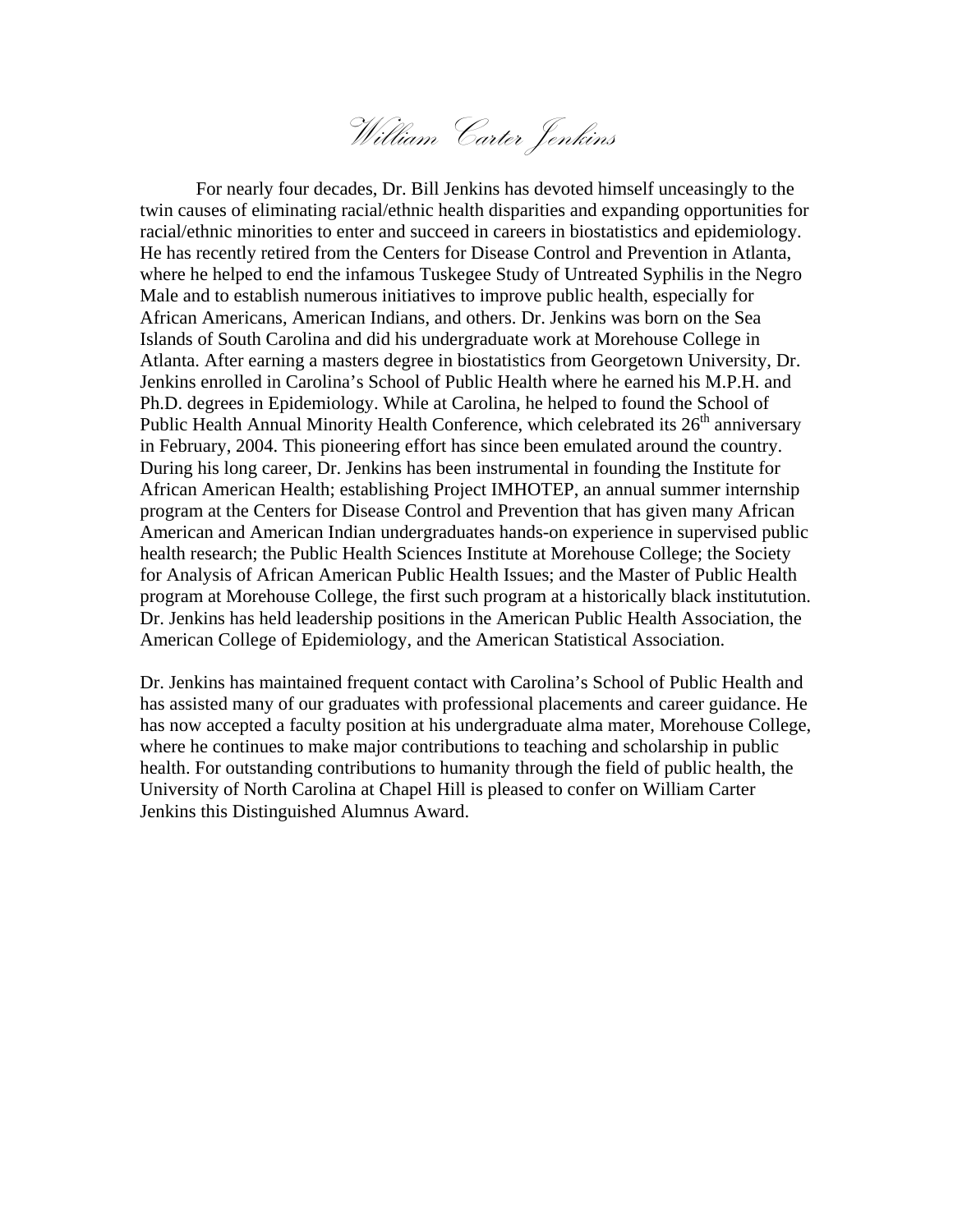# *William Carter Jenkins*

For nearly four decades, Dr. Bill Jenkins has devoted himself unceasingly to the twin causes of eliminating racial/ethnic health disparities and expanding opportunities for racial/ethnic minorities to enter and succeed in careers in biostatistics and epidemiology. He has recently retired from the Centers for Disease Control and Prevention in Atlanta, where he helped to end the infamous Tuskegee Study of Untreated Syphilis in the Negro Male and to establish numerous initiatives to improve public health, especially for African Americans, American Indians, and others. Dr. Jenkins was born on the Sea Islands of South Carolina and did his undergraduate work at Morehouse College in Atlanta. After earning a masters degree in biostatistics from Georgetown University, Dr. Jenkins enrolled in Carolina's School of Public Health where he earned his M.P.H. and Ph.D. degrees in Epidemiology. While at Carolina, he helped to found the School of Public Health Annual Minority Health Conference, which celebrated its 26th anniversary in February, 2004. This pioneering effort has since been emulated around the country. During his long career, Dr. Jenkins has been instrumental in founding the Institute for African American Health; establishing Project IMHOTEP, an annual summer internship program at the Centers for Disease Control and Prevention that has given many African American and American Indian undergraduates hands-on experience in supervised public health research; the Public Health Sciences Institute at Morehouse College; the Society for Analysis of African American Public Health Issues; and the Master of Public Health program at Morehouse College, the first such program at a historically black institutution. Dr. Jenkins has held leadership positions in the American Public Health Association, the American College of Epidemiology, and the American Statistical Association.

Dr. Jenkins has maintained frequent contact with Carolina's School of Public Health and has assisted many of our graduates with professional placements and career guidance. He has now accepted a faculty position at his undergraduate alma mater, Morehouse College, where he continues to make major contributions to teaching and scholarship in public health. For outstanding contributions to humanity through the field of public health, the University of North Carolina at Chapel Hill is pleased to confer on William Carter Jenkins this Distinguished Alumnus Award.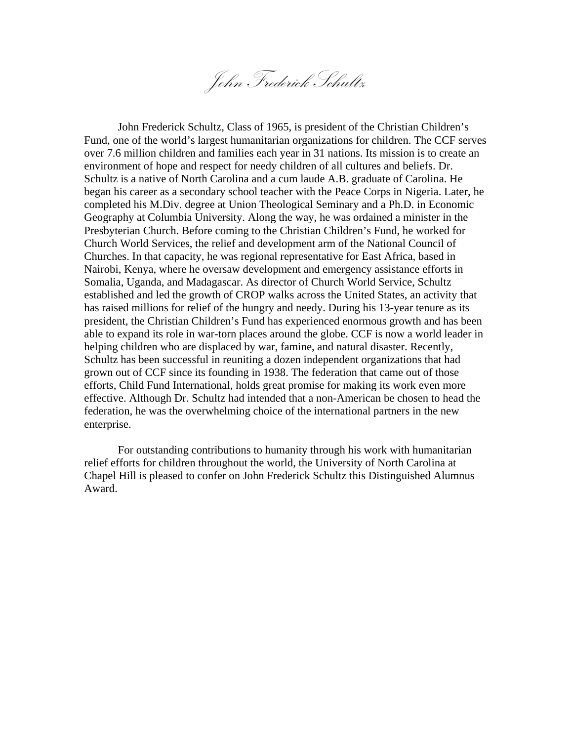# *John Frederick Schultz*

John Frederick Schultz, Class of 1965, is president of the Christian Children's Fund, one of the world's largest humanitarian organizations for children. The CCF serves over 7.6 million children and families each year in 31 nations. Its mission is to create an environment of hope and respect for needy children of all cultures and beliefs. Dr. Schultz is a native of North Carolina and a cum laude A.B. graduate of Carolina. He began his career as a secondary school teacher with the Peace Corps in Nigeria. Later, he completed his M.Div. degree at Union Theological Seminary and a Ph.D. in Economic Geography at Columbia University. Along the way, he was ordained a minister in the Presbyterian Church. Before coming to the Christian Children's Fund, he worked for Church World Services, the relief and development arm of the National Council of Churches. In that capacity, he was regional representative for East Africa, based in Nairobi, Kenya, where he oversaw development and emergency assistance efforts in Somalia, Uganda, and Madagascar. As director of Church World Service, Schultz established and led the growth of CROP walks across the United States, an activity that has raised millions for relief of the hungry and needy. During his 13-year tenure as its president, the Christian Children's Fund has experienced enormous growth and has been able to expand its role in war-torn places around the globe. CCF is now a world leader in helping children who are displaced by war, famine, and natural disaster. Recently, Schultz has been successful in reuniting a dozen independent organizations that had grown out of CCF since its founding in 1938. The federation that came out of those efforts, Child Fund International, holds great promise for making its work even more effective. Although Dr. Schultz had intended that a non-American be chosen to head the federation, he was the overwhelming choice of the international partners in the new enterprise.

For outstanding contributions to humanity through his work with humanitarian relief efforts for children throughout the world, the University of North Carolina at Chapel Hill is pleased to confer on John Frederick Schultz this Distinguished Alumnus Award.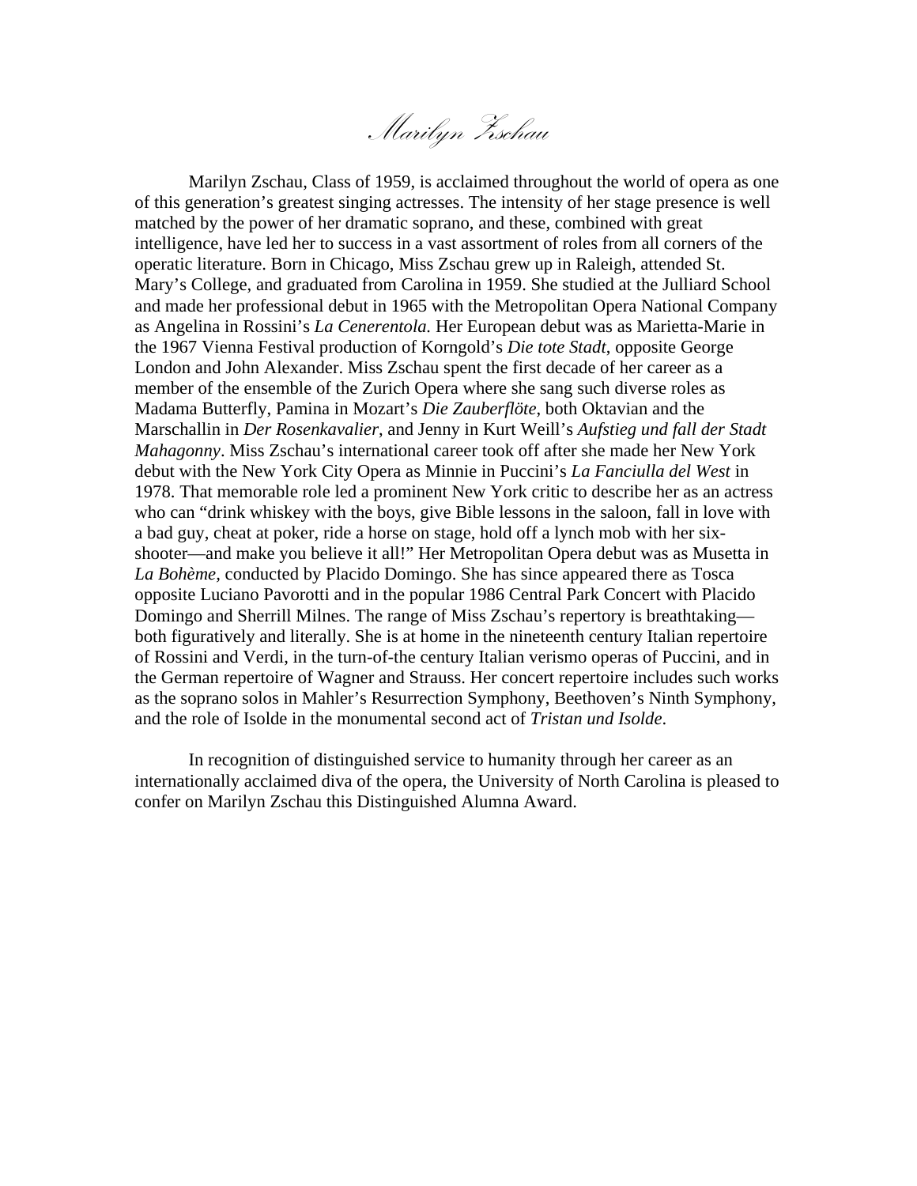# *Marilyn Zschau*

Marilyn Zschau, Class of 1959, is acclaimed throughout the world of opera as one of this generation's greatest singing actresses. The intensity of her stage presence is well matched by the power of her dramatic soprano, and these, combined with great intelligence, have led her to success in a vast assortment of roles from all corners of the operatic literature. Born in Chicago, Miss Zschau grew up in Raleigh, attended St. Mary's College, and graduated from Carolina in 1959. She studied at the Julliard School and made her professional debut in 1965 with the Metropolitan Opera National Company as Angelina in Rossini's *La Cenerentola*. Her European debut was as Marietta-Marie in the 1967 Vienna Festival production of Korngold's *Die tote Stadt*, opposite George London and John Alexander. Miss Zschau spent the first decade of her career as a member of the ensemble of the Zurich Opera where she sang such diverse roles as Madama Butterfly, Pamina in Mozart's *Die Zauberflöte*, both Oktavian and the Marschallin in *Der Rosenkavalier*, and Jenny in Kurt Weill's *Aufstieg und fall der Stadt Mahagonny*. Miss Zschau's international career took off after she made her New York debut with the New York City Opera as Minnie in Puccini's *La Fanciulla del West* in 1978. That memorable role led a prominent New York critic to describe her as an actress who can "drink whiskey with the boys, give Bible lessons in the saloon, fall in love with a bad guy, cheat at poker, ride a horse on stage, hold off a lynch mob with her six-shooter—and make you believe it all!" Her Metropolitan Opera debut was as Musetta in *La Bohème,* conducted by Placido Domingo. She has since appeared there as Tosca opposite Luciano Pavorotti and in the popular 1986 Central Park Concert with Placido Domingo and Sherrill Milnes. The range of Miss Zschau's repertory is breathtaking—both figuratively and literally. She is at home in the nineteenth century Italian repertoire of Rossini and Verdi, in the turn-of-the century Italian verismo operas of Puccini, and in the German repertoire of Wagner and Strauss. Her concert repertoire includes such works as the soprano solos in Mahler's Resurrection Symphony, Beethoven's Ninth Symphony, and the role of Isolde in the monumental second act of *Tristan und Isolde*.

In recognition of distinguished service to humanity through her career as an internationally acclaimed diva of the opera, the University of North Carolina is pleased to confer on Marilyn Zschau this Distinguished Alumna Award.